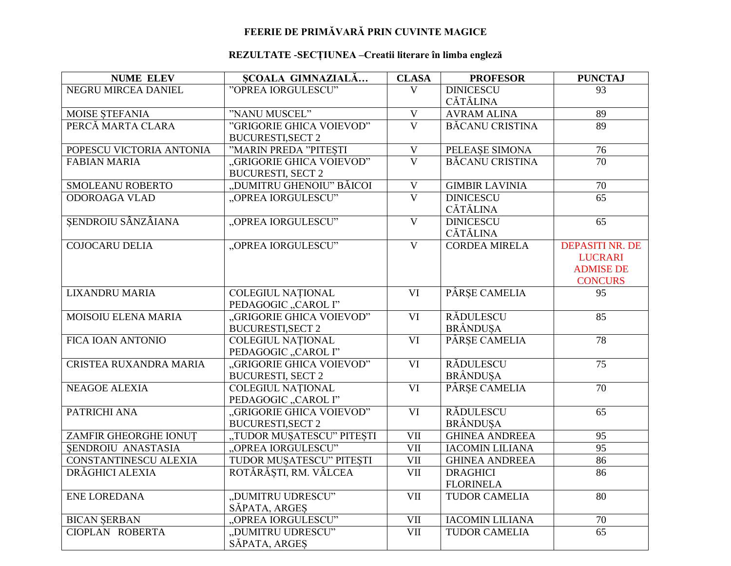# FEERIE DE PRIMĂVARĂ PRIN CUVINTE MAGICE

## REZULTATE -SECȚIUNEA –Creatii literare în limba engleză

| NUME ELEV | ȘCOALA GIMNAZIALĂ… | CLASA | PROFESOR | PUNCTAJ |
|---|---|---|---|---|
| NEGRU MIRCEA DANIEL | ”OPREA IORGULESCU” | V | DINICESCU CĂTĂLINA | 93 |
| MOISE ȘTEFANIA | ”NANU MUSCEL” | V | AVRAM ALINA | 89 |
| PERCĂ MARTA CLARA | ”GRIGORIE GHICA VOIEVOD” BUCURESTI,SECT 2 | V | BĂCANU CRISTINA | 89 |
| POPESCU VICTORIA ANTONIA | ”MARIN PREDA ”PITEȘTI | V | PELEAȘE SIMONA | 76 |
| FABIAN MARIA | „GRIGORIE GHICA VOIEVOD” BUCURESTI, SECT 2 | V | BĂCANU CRISTINA | 70 |
| SMOLEANU ROBERTO | „DUMITRU GHENOIU” BĂICOI | V | GIMBIR LAVINIA | 70 |
| ODOROAGA VLAD | „OPREA IORGULESCU” | V | DINICESCU CĂTĂLINA | 65 |
| ȘENDROIU SÂNZÂIANA | „OPREA IORGULESCU” | V | DINICESCU CĂTĂLINA | 65 |
| COJOCARU DELIA | „OPREA IORGULESCU” | V | CORDEA MIRELA | DEPASITI NR. DE LUCRARI ADMISE DE CONCURS |
| LIXANDRU MARIA | COLEGIUL NAȚIONAL PEDAGOGIC „CAROL I” | VI | PÂRȘE CAMELIA | 95 |
| MOISOIU ELENA MARIA | „GRIGORIE GHICA VOIEVOD” BUCURESTI,SECT 2 | VI | RĂDULESCU BRÂNDUȘA | 85 |
| FICA IOAN ANTONIO | COLEGIUL NAȚIONAL PEDAGOGIC „CAROL I” | VI | PÂRȘE CAMELIA | 78 |
| CRISTEA RUXANDRA MARIA | „GRIGORIE GHICA VOIEVOD” BUCURESTI, SECT 2 | VI | RĂDULESCU BRÂNDUȘA | 75 |
| NEAGOE ALEXIA | COLEGIUL NAȚIONAL PEDAGOGIC „CAROL I” | VI | PÂRȘE CAMELIA | 70 |
| PATRICHI ANA | „GRIGORIE GHICA VOIEVOD” BUCURESTI,SECT 2 | VI | RĂDULESCU BRÂNDUȘA | 65 |
| ZAMFIR GHEORGHE IONUȚ | „TUDOR MUȘATESCU” PITEȘTI | VII | GHINEA ANDREEA | 95 |
| ȘENDROIU ANASTASIA | „OPREA IORGULESCU” | VII | IACOMIN LILIANA | 95 |
| CONSTANTINESCU ALEXIA | TUDOR MUȘATESCU” PITEȘTI | VII | GHINEA ANDREEA | 86 |
| DRĂGHICI ALEXIA | ROTĂRĂȘTI, RM. VÂLCEA | VII | DRAGHICI FLORINELA | 86 |
| ENE LOREDANA | „DUMITRU UDRESCU” SĂPATA, ARGEȘ | VII | TUDOR CAMELIA | 80 |
| BICAN ȘERBAN | „OPREA IORGULESCU” | VII | IACOMIN LILIANA | 70 |
| CIOPLAN ROBERTA | „DUMITRU UDRESCU” SĂPATA, ARGEȘ | VII | TUDOR CAMELIA | 65 |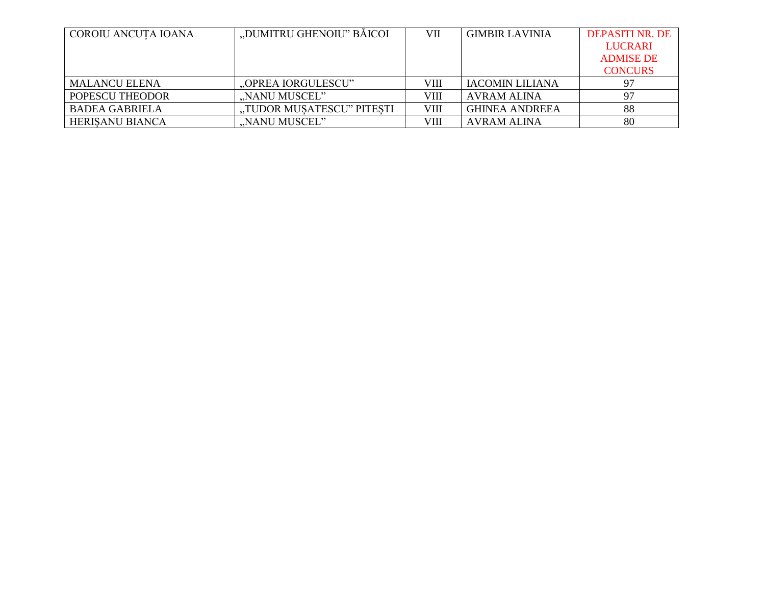| | | | | |
|---|---|---|---|---|
| COROIU ANCUȚA IOANA | „DUMITRU GHENOIU" BĂICOI | VII | GIMBIR LAVINIA | DEPASITI NR. DE LUCRARI ADMISE DE CONCURS |
| MALANCU ELENA | „OPREA IORGULESCU" | VIII | IACOMIN LILIANA | 97 |
| POPESCU THEODOR | „NANU MUSCEL" | VIII | AVRAM ALINA | 97 |
| BADEA GABRIELA | „TUDOR MUȘATESCU" PITEȘTI | VIII | GHINEA ANDREEA | 88 |
| HERIȘANU BIANCA | „NANU MUSCEL" | VIII | AVRAM ALINA | 80 |